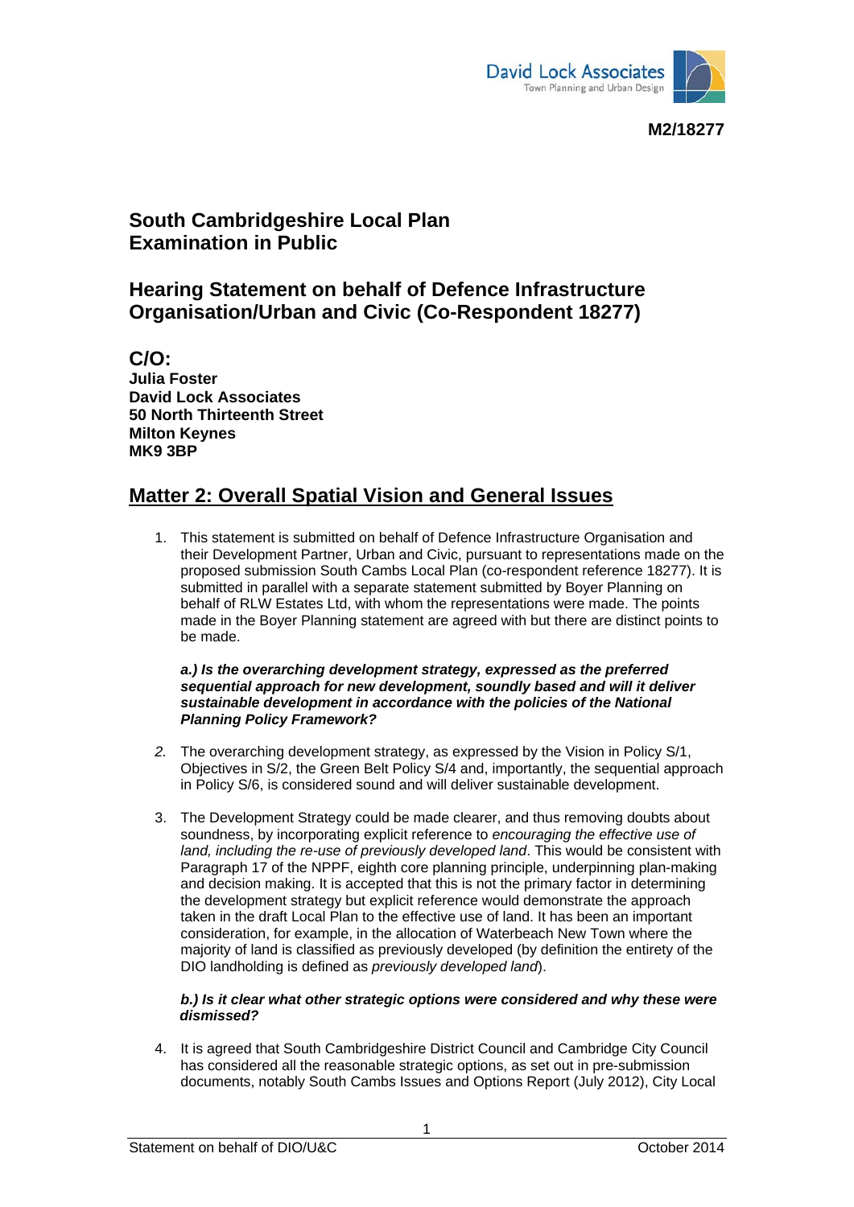M2/18277

# South Cambridgeshire Local Plan Examination in Public

# Hearing Statement on behalf of Defence Infrastructure Organisation/Urban and Civic (Co-Respondent 18277)

**C/O:**
**Julia Foster**
**David Lock Associates**
**50 North Thirteenth Street**
**Milton Keynes**
**MK9 3BP**

## Matter 2: Overall Spatial Vision and General Issues

1. This statement is submitted on behalf of Defence Infrastructure Organisation and their Development Partner, Urban and Civic, pursuant to representations made on the proposed submission South Cambs Local Plan (co-respondent reference 18277). It is submitted in parallel with a separate statement submitted by Boyer Planning on behalf of RLW Estates Ltd, with whom the representations were made. The points made in the Boyer Planning statement are agreed with but there are distinct points to be made.

***a.) Is the overarching development strategy, expressed as the preferred sequential approach for new development, soundly based and will it deliver sustainable development in accordance with the policies of the National Planning Policy Framework?***

2. The overarching development strategy, as expressed by the Vision in Policy S/1, Objectives in S/2, the Green Belt Policy S/4 and, importantly, the sequential approach in Policy S/6, is considered sound and will deliver sustainable development.

3. The Development Strategy could be made clearer, and thus removing doubts about soundness, by incorporating explicit reference to *encouraging the effective use of land, including the re-use of previously developed land*. This would be consistent with Paragraph 17 of the NPPF, eighth core planning principle, underpinning plan-making and decision making. It is accepted that this is not the primary factor in determining the development strategy but explicit reference would demonstrate the approach taken in the draft Local Plan to the effective use of land. It has been an important consideration, for example, in the allocation of Waterbeach New Town where the majority of land is classified as previously developed (by definition the entirety of the DIO landholding is defined as *previously developed land*).

***b.) Is it clear what other strategic options were considered and why these were dismissed?***

4. It is agreed that South Cambridgeshire District Council and Cambridge City Council has considered all the reasonable strategic options, as set out in pre-submission documents, notably South Cambs Issues and Options Report (July 2012), City Local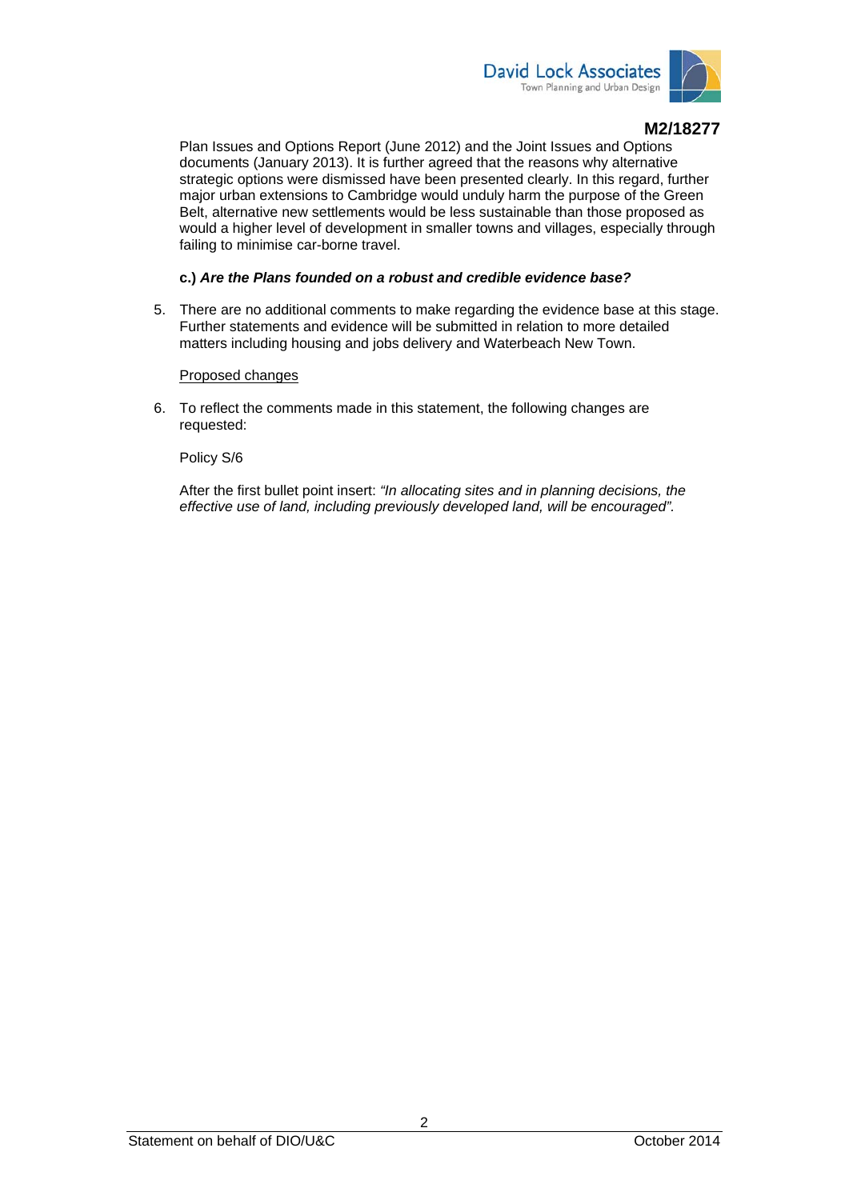Plan Issues and Options Report (June 2012) and the Joint Issues and Options documents (January 2013). It is further agreed that the reasons why alternative strategic options were dismissed have been presented clearly. In this regard, further major urban extensions to Cambridge would unduly harm the purpose of the Green Belt, alternative new settlements would be less sustainable than those proposed as would a higher level of development in smaller towns and villages, especially through failing to minimise car-borne travel.

**c.) *Are the Plans founded on a robust and credible evidence base?***

5. There are no additional comments to make regarding the evidence base at this stage. Further statements and evidence will be submitted in relation to more detailed matters including housing and jobs delivery and Waterbeach New Town.

Proposed changes

6. To reflect the comments made in this statement, the following changes are requested:

Policy S/6

After the first bullet point insert: *"In allocating sites and in planning decisions, the effective use of land, including previously developed land, will be encouraged".*